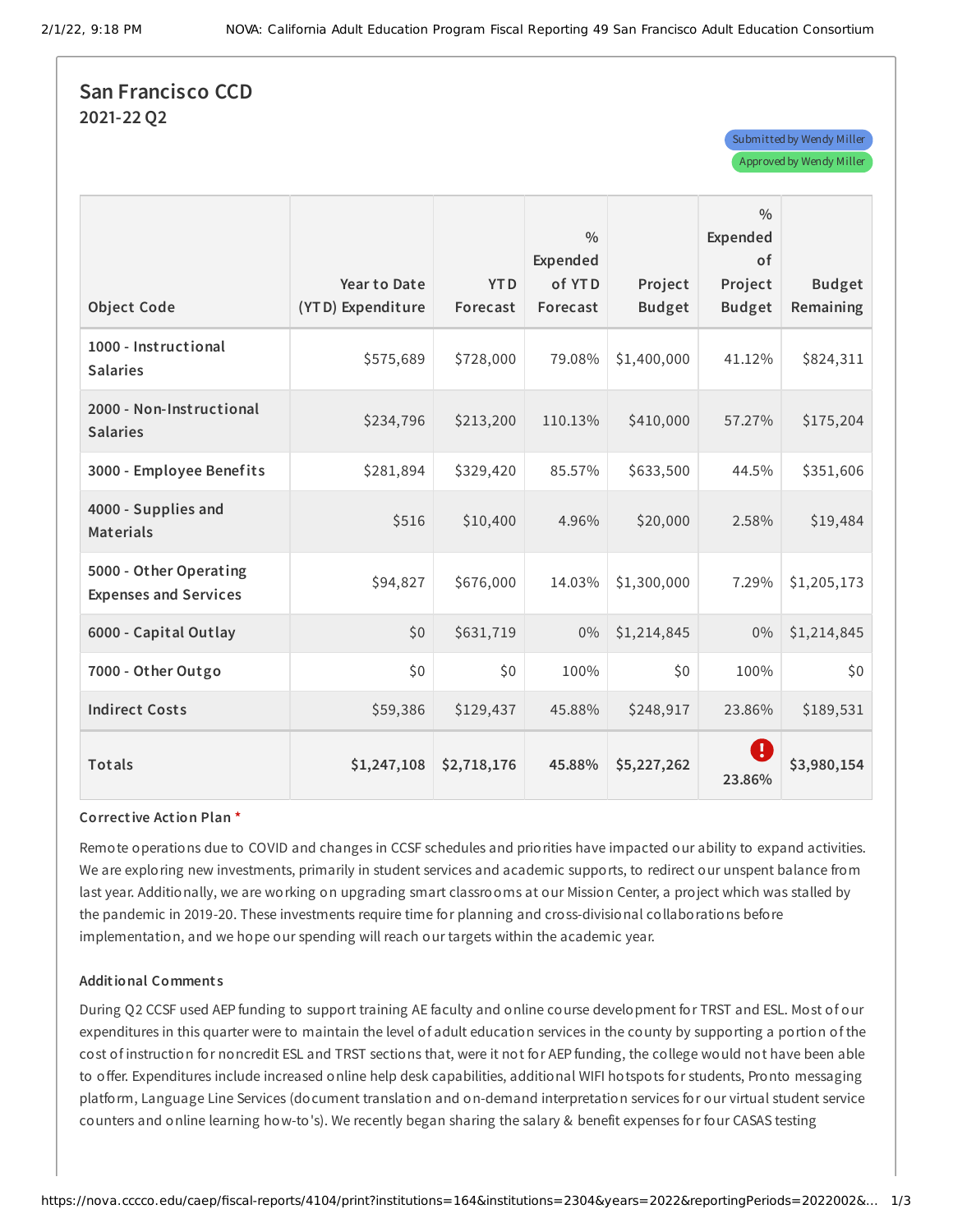## San Francisco CCD

### 2021-22 Q2

Submitted by Wendy Miller

Approved by Wendy Miller

| Object Code | Year to Date (YTD) Expenditure | YTD Forecast | % Expended of YTD Forecast | Project Budget | % Expended of Project Budget | Budget Remaining |
|---|---|---|---|---|---|---|
| 1000 - Instructional Salaries | $575,689 | $728,000 | 79.08% | $1,400,000 | 41.12% | $824,311 |
| 2000 - Non-Instructional Salaries | $234,796 | $213,200 | 110.13% | $410,000 | 57.27% | $175,204 |
| 3000 - Employee Benefits | $281,894 | $329,420 | 85.57% | $633,500 | 44.5% | $351,606 |
| 4000 - Supplies and Materials | $516 | $10,400 | 4.96% | $20,000 | 2.58% | $19,484 |
| 5000 - Other Operating Expenses and Services | $94,827 | $676,000 | 14.03% | $1,300,000 | 7.29% | $1,205,173 |
| 6000 - Capital Outlay | $0 | $631,719 | 0% | $1,214,845 | 0% | $1,214,845 |
| 7000 - Other Outgo | $0 | $0 | 100% | $0 | 100% | $0 |
| Indirect Costs | $59,386 | $129,437 | 45.88% | $248,917 | 23.86% | $189,531 |
| **Totals** | **$1,247,108** | **$2,718,176** | **45.88%** | **$5,227,262** | **23.86%** | **$3,980,154** |

**Corrective Action Plan** *

Remote operations due to COVID and changes in CCSF schedules and priorities have impacted our ability to expand activities. We are exploring new investments, primarily in student services and academic supports, to redirect our unspent balance from last year. Additionally, we are working on upgrading smart classrooms at our Mission Center, a project which was stalled by the pandemic in 2019-20. These investments require time for planning and cross-divisional collaborations before implementation, and we hope our spending will reach our targets within the academic year.

**Additional Comments**

During Q2 CCSF used AEP funding to support training AE faculty and online course development for TRST and ESL. Most of our expenditures in this quarter were to maintain the level of adult education services in the county by supporting a portion of the cost of instruction for noncredit ESL and TRST sections that, were it not for AEP funding, the college would not have been able to offer. Expenditures include increased online help desk capabilities, additional WIFI hotspots for students, Pronto messaging platform, Language Line Services (document translation and on-demand interpretation services for our virtual student service counters and online learning how-to's). We recently began sharing the salary & benefit expenses for four CASAS testing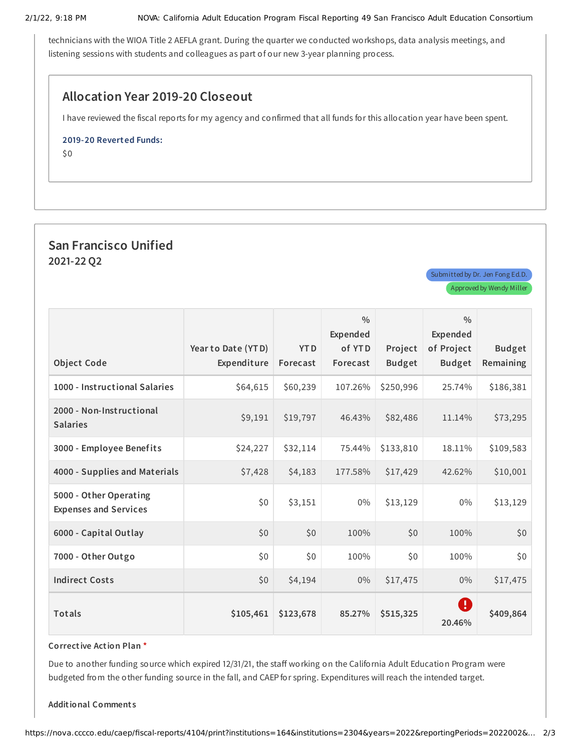technicians with the WIOA Title 2 AEFLA grant. During the quarter we conducted workshops, data analysis meetings, and listening sessions with students and colleagues as part of our new 3-year planning process.

### Allocation Year 2019-20 Closeout

I have reviewed the fiscal reports for my agency and confirmed that all funds for this allocation year have been spent.

**2019-20 Reverted Funds:**

$0

## San Francisco Unified

**2021-22 Q2**

Submitted by Dr. Jen Fong Ed.D.

Approved by Wendy Miller

| Object Code | Year to Date (YTD) Expenditure | YTD Forecast | % Expended of YTD Forecast | Project Budget | % Expended of Project Budget | Budget Remaining |
|---|---|---|---|---|---|---|
| 1000 - Instructional Salaries | $64,615 | $60,239 | 107.26% | $250,996 | 25.74% | $186,381 |
| 2000 - Non-Instructional Salaries | $9,191 | $19,797 | 46.43% | $82,486 | 11.14% | $73,295 |
| 3000 - Employee Benefits | $24,227 | $32,114 | 75.44% | $133,810 | 18.11% | $109,583 |
| 4000 - Supplies and Materials | $7,428 | $4,183 | 177.58% | $17,429 | 42.62% | $10,001 |
| 5000 - Other Operating Expenses and Services | $0 | $3,151 | 0% | $13,129 | 0% | $13,129 |
| 6000 - Capital Outlay | $0 | $0 | 100% | $0 | 100% | $0 |
| 7000 - Other Outgo | $0 | $0 | 100% | $0 | 100% | $0 |
| Indirect Costs | $0 | $4,194 | 0% | $17,475 | 0% | $17,475 |
| **Totals** | **$105,461** | **$123,678** | **85.27%** | **$515,325** | **! 20.46%** | **$409,864** |

**Corrective Action Plan** *

Due to another funding source which expired 12/31/21, the staff working on the California Adult Education Program were budgeted from the other funding source in the fall, and CAEP for spring. Expenditures will reach the intended target.

**Additional Comments**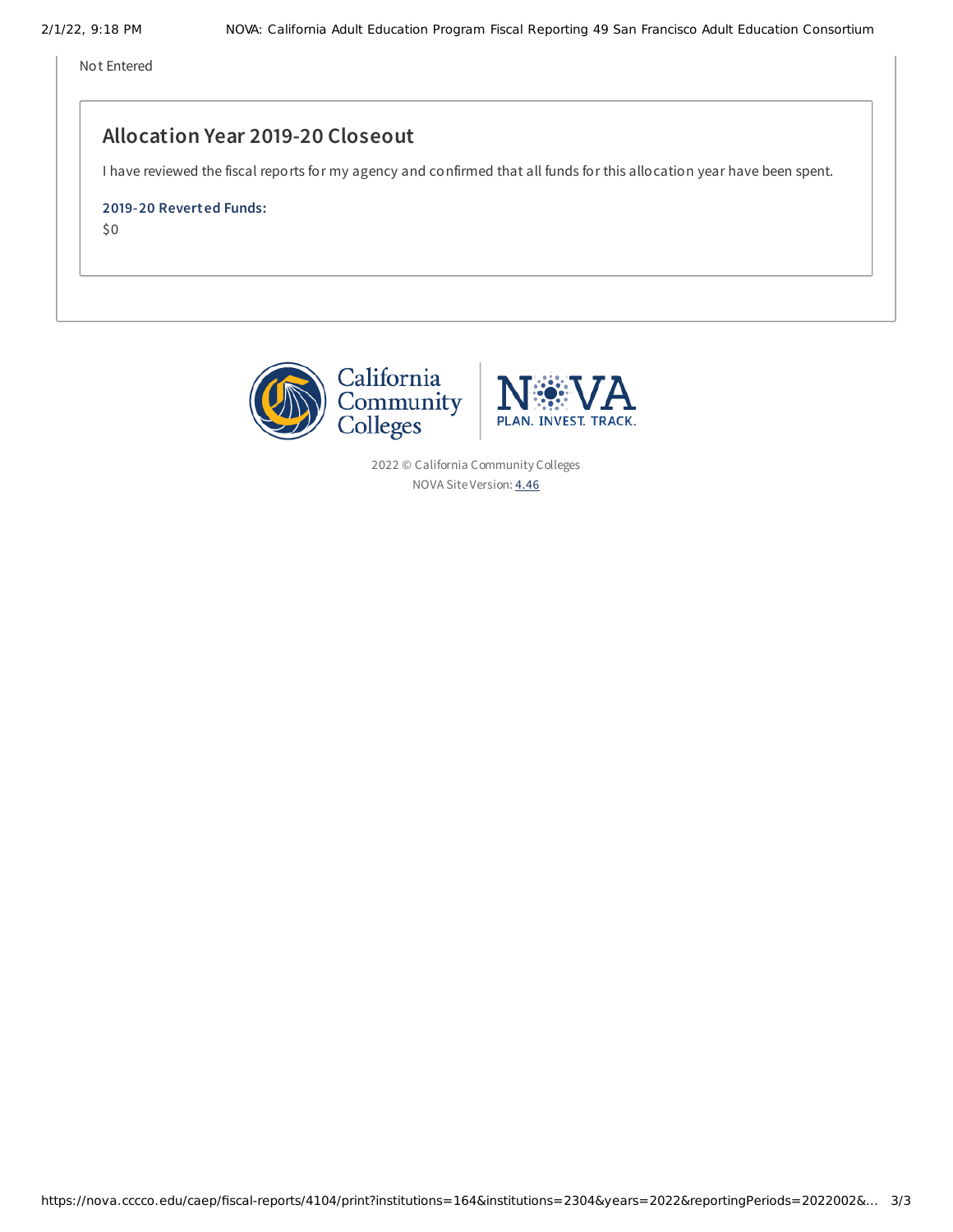Not Entered

## Allocation Year 2019-20 Closeout

I have reviewed the fiscal reports for my agency and confirmed that all funds for this allocation year have been spent.

**2019-20 Reverted Funds:**

$0

2022 © California Community Colleges

NOVA Site Version: 4.46